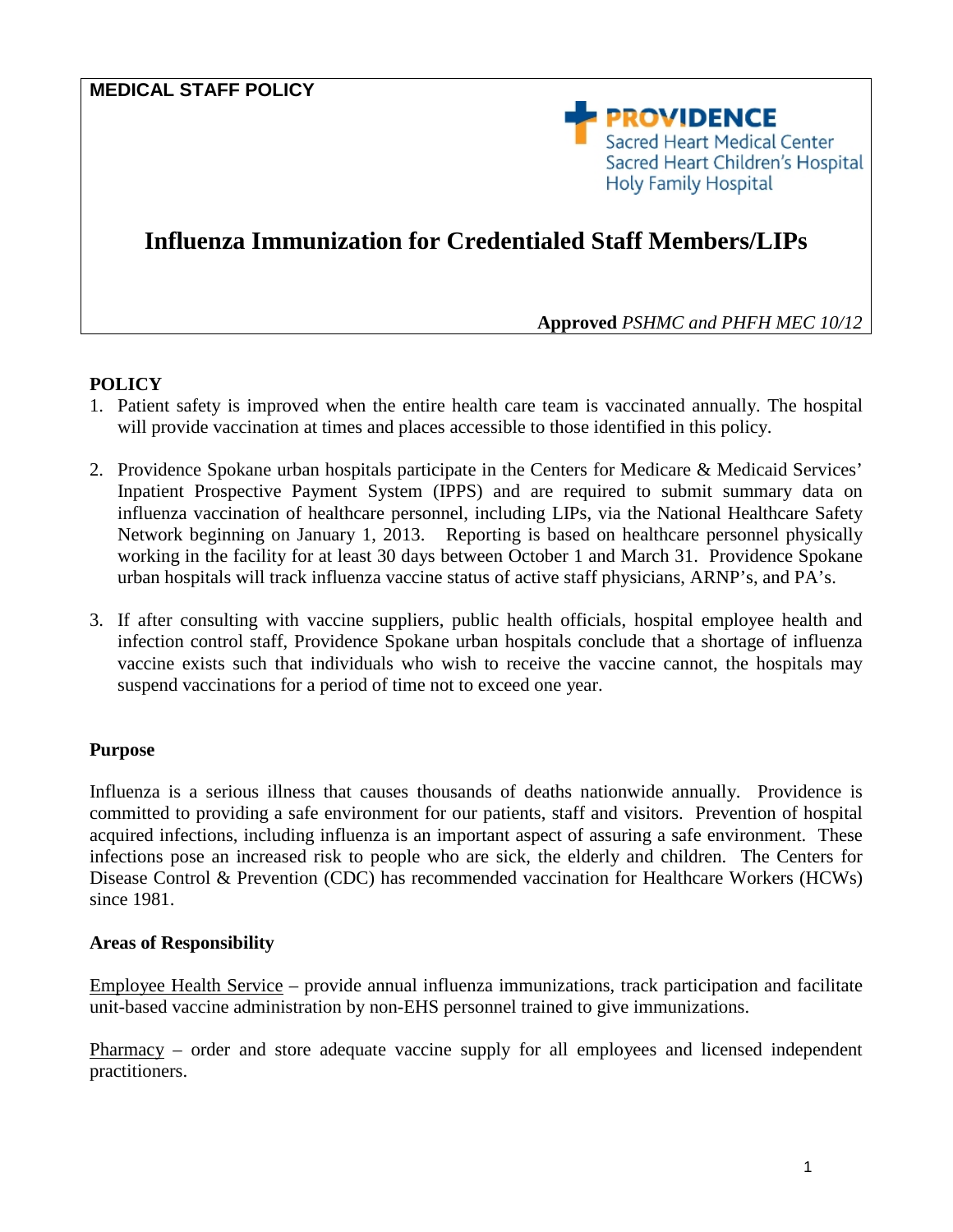**MEDICAL STAFF POLICY**

PROVIDENCE
Sacred Heart Medical Center
Sacred Heart Children's Hospital
Holy Family Hospital

# Influenza Immunization for Credentialed Staff Members/LIPs

**Approved** *PSHMC and PHFH MEC 10/12*

## POLICY

1. Patient safety is improved when the entire health care team is vaccinated annually. The hospital will provide vaccination at times and places accessible to those identified in this policy.

2. Providence Spokane urban hospitals participate in the Centers for Medicare & Medicaid Services' Inpatient Prospective Payment System (IPPS) and are required to submit summary data on influenza vaccination of healthcare personnel, including LIPs, via the National Healthcare Safety Network beginning on January 1, 2013. Reporting is based on healthcare personnel physically working in the facility for at least 30 days between October 1 and March 31. Providence Spokane urban hospitals will track influenza vaccine status of active staff physicians, ARNP's, and PA's.

3. If after consulting with vaccine suppliers, public health officials, hospital employee health and infection control staff, Providence Spokane urban hospitals conclude that a shortage of influenza vaccine exists such that individuals who wish to receive the vaccine cannot, the hospitals may suspend vaccinations for a period of time not to exceed one year.

## Purpose

Influenza is a serious illness that causes thousands of deaths nationwide annually. Providence is committed to providing a safe environment for our patients, staff and visitors. Prevention of hospital acquired infections, including influenza is an important aspect of assuring a safe environment. These infections pose an increased risk to people who are sick, the elderly and children. The Centers for Disease Control & Prevention (CDC) has recommended vaccination for Healthcare Workers (HCWs) since 1981.

## Areas of Responsibility

Employee Health Service – provide annual influenza immunizations, track participation and facilitate unit-based vaccine administration by non-EHS personnel trained to give immunizations.

Pharmacy – order and store adequate vaccine supply for all employees and licensed independent practitioners.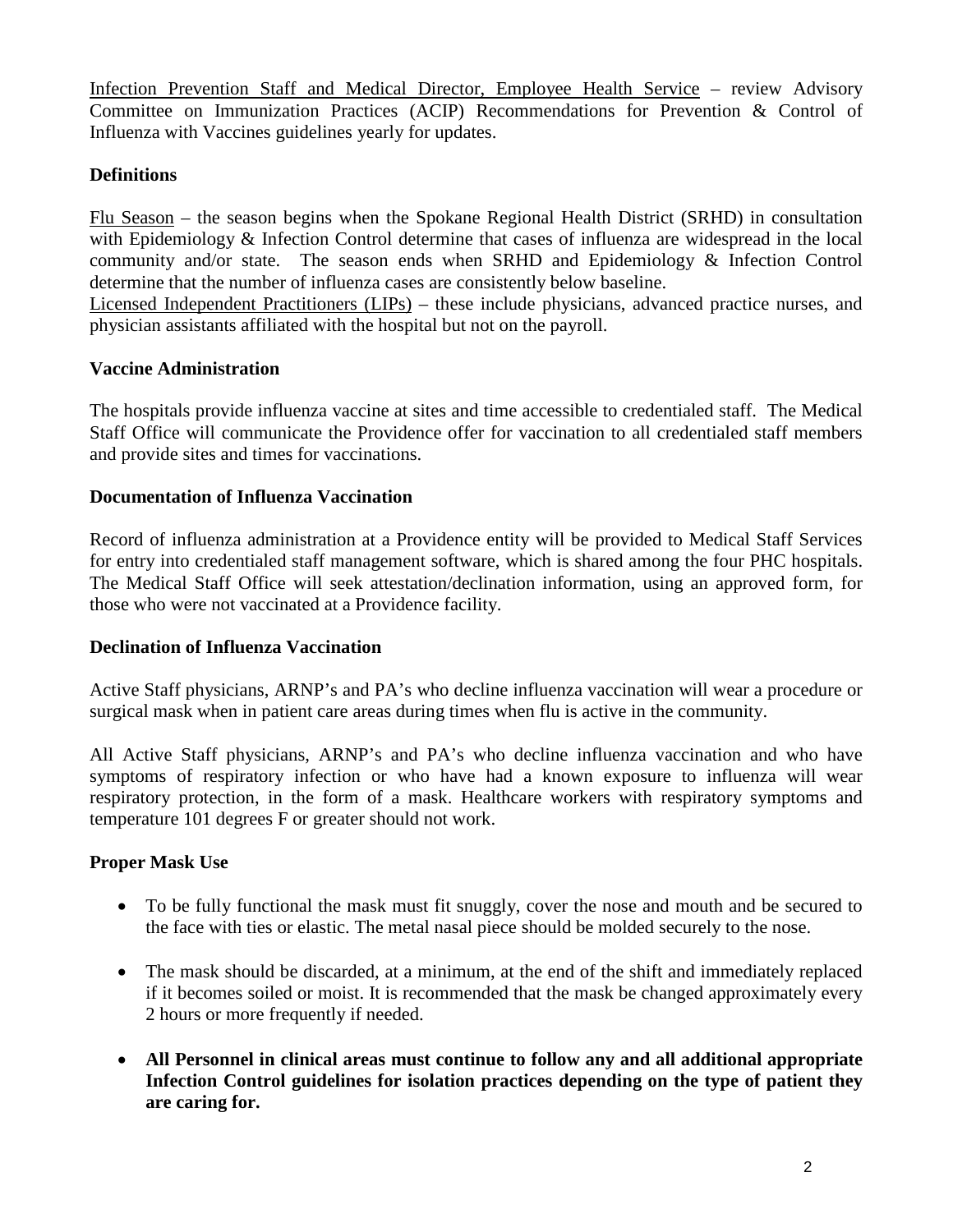Infection Prevention Staff and Medical Director, Employee Health Service – review Advisory Committee on Immunization Practices (ACIP) Recommendations for Prevention & Control of Influenza with Vaccines guidelines yearly for updates.

## Definitions

Flu Season – the season begins when the Spokane Regional Health District (SRHD) in consultation with Epidemiology & Infection Control determine that cases of influenza are widespread in the local community and/or state. The season ends when SRHD and Epidemiology & Infection Control determine that the number of influenza cases are consistently below baseline.

Licensed Independent Practitioners (LIPs) – these include physicians, advanced practice nurses, and physician assistants affiliated with the hospital but not on the payroll.

## Vaccine Administration

The hospitals provide influenza vaccine at sites and time accessible to credentialed staff. The Medical Staff Office will communicate the Providence offer for vaccination to all credentialed staff members and provide sites and times for vaccinations.

## Documentation of Influenza Vaccination

Record of influenza administration at a Providence entity will be provided to Medical Staff Services for entry into credentialed staff management software, which is shared among the four PHC hospitals. The Medical Staff Office will seek attestation/declination information, using an approved form, for those who were not vaccinated at a Providence facility.

## Declination of Influenza Vaccination

Active Staff physicians, ARNP's and PA's who decline influenza vaccination will wear a procedure or surgical mask when in patient care areas during times when flu is active in the community.

All Active Staff physicians, ARNP's and PA's who decline influenza vaccination and who have symptoms of respiratory infection or who have had a known exposure to influenza will wear respiratory protection, in the form of a mask. Healthcare workers with respiratory symptoms and temperature 101 degrees F or greater should not work.

## Proper Mask Use

- To be fully functional the mask must fit snuggly, cover the nose and mouth and be secured to the face with ties or elastic. The metal nasal piece should be molded securely to the nose.
- The mask should be discarded, at a minimum, at the end of the shift and immediately replaced if it becomes soiled or moist. It is recommended that the mask be changed approximately every 2 hours or more frequently if needed.
- **All Personnel in clinical areas must continue to follow any and all additional appropriate Infection Control guidelines for isolation practices depending on the type of patient they are caring for.**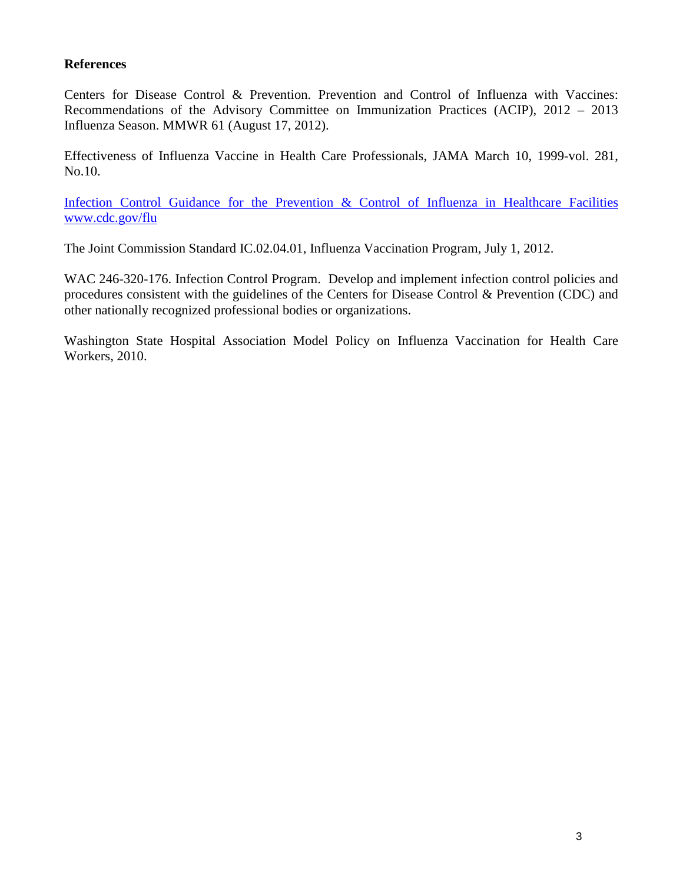**References**

Centers for Disease Control & Prevention. Prevention and Control of Influenza with Vaccines: Recommendations of the Advisory Committee on Immunization Practices (ACIP), 2012 – 2013 Influenza Season. MMWR 61 (August 17, 2012).

Effectiveness of Influenza Vaccine in Health Care Professionals, JAMA March 10, 1999-vol. 281, No.10.

Infection Control Guidance for the Prevention & Control of Influenza in Healthcare Facilities www.cdc.gov/flu

The Joint Commission Standard IC.02.04.01, Influenza Vaccination Program, July 1, 2012.

WAC 246-320-176. Infection Control Program. Develop and implement infection control policies and procedures consistent with the guidelines of the Centers for Disease Control & Prevention (CDC) and other nationally recognized professional bodies or organizations.

Washington State Hospital Association Model Policy on Influenza Vaccination for Health Care Workers, 2010.